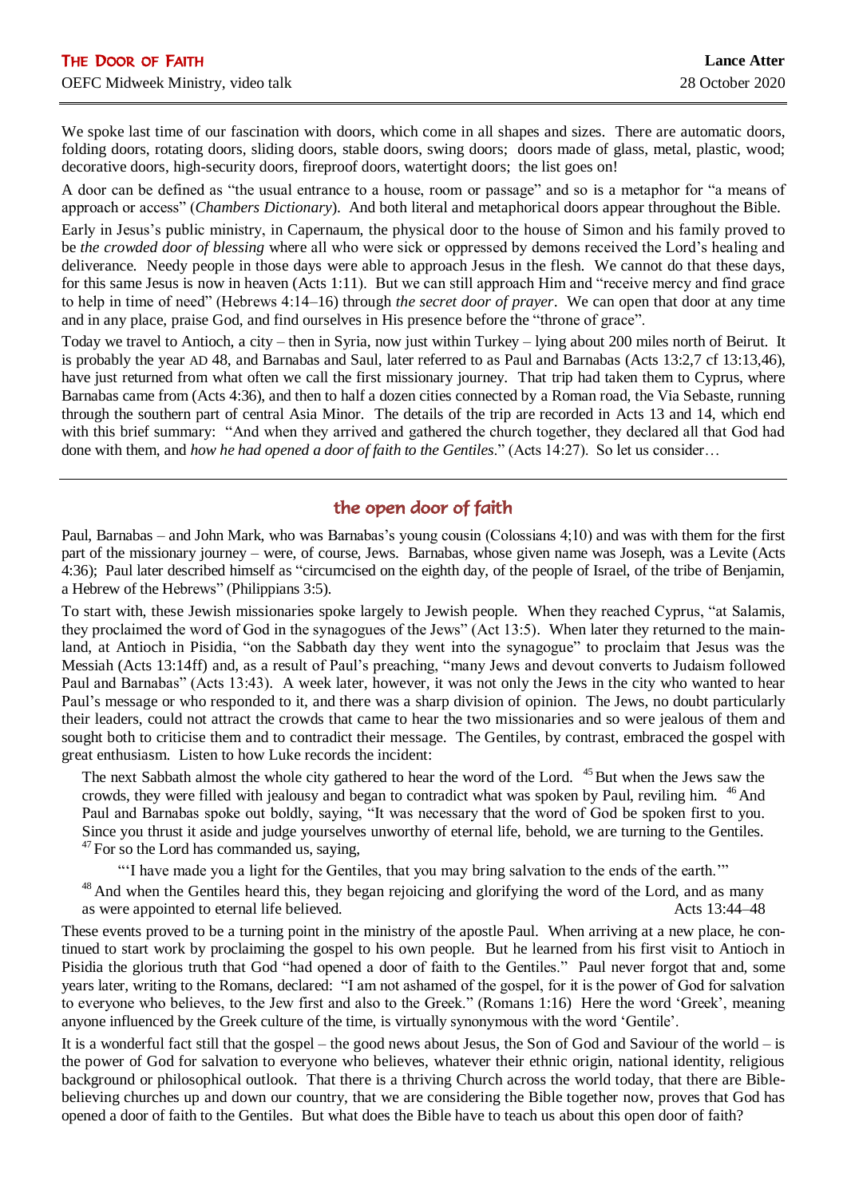# The Door of Faith

OEFC Midweek Ministry, video talk

**Lance Atter**

28 October 2020

---

We spoke last time of our fascination with doors, which come in all shapes and sizes. There are automatic doors, folding doors, rotating doors, sliding doors, stable doors, swing doors; doors made of glass, metal, plastic, wood; decorative doors, high-security doors, fireproof doors, watertight doors; the list goes on!

A door can be defined as "the usual entrance to a house, room or passage" and so is a metaphor for "a means of approach or access" (*Chambers Dictionary*). And both literal and metaphorical doors appear throughout the Bible.

Early in Jesus's public ministry, in Capernaum, the physical door to the house of Simon and his family proved to be *the crowded door of blessing* where all who were sick or oppressed by demons received the Lord's healing and deliverance. Needy people in those days were able to approach Jesus in the flesh. We cannot do that these days, for this same Jesus is now in heaven (Acts 1:11). But we can still approach Him and "receive mercy and find grace to help in time of need" (Hebrews 4:14–16) through *the secret door of prayer*. We can open that door at any time and in any place, praise God, and find ourselves in His presence before the "throne of grace".

Today we travel to Antioch, a city – then in Syria, now just within Turkey – lying about 200 miles north of Beirut. It is probably the year AD 48, and Barnabas and Saul, later referred to as Paul and Barnabas (Acts 13:2,7 cf 13:13,46), have just returned from what often we call the first missionary journey. That trip had taken them to Cyprus, where Barnabas came from (Acts 4:36), and then to half a dozen cities connected by a Roman road, the Via Sebaste, running through the southern part of central Asia Minor. The details of the trip are recorded in Acts 13 and 14, which end with this brief summary: "And when they arrived and gathered the church together, they declared all that God had done with them, and *how he had opened a door of faith to the Gentiles*." (Acts 14:27). So let us consider…

---

## the open door of faith

Paul, Barnabas – and John Mark, who was Barnabas's young cousin (Colossians 4;10) and was with them for the first part of the missionary journey – were, of course, Jews. Barnabas, whose given name was Joseph, was a Levite (Acts 4:36); Paul later described himself as "circumcised on the eighth day, of the people of Israel, of the tribe of Benjamin, a Hebrew of the Hebrews" (Philippians 3:5).

To start with, these Jewish missionaries spoke largely to Jewish people. When they reached Cyprus, "at Salamis, they proclaimed the word of God in the synagogues of the Jews" (Act 13:5). When later they returned to the mainland, at Antioch in Pisidia, "on the Sabbath day they went into the synagogue" to proclaim that Jesus was the Messiah (Acts 13:14ff) and, as a result of Paul's preaching, "many Jews and devout converts to Judaism followed Paul and Barnabas" (Acts 13:43). A week later, however, it was not only the Jews in the city who wanted to hear Paul's message or who responded to it, and there was a sharp division of opinion. The Jews, no doubt particularly their leaders, could not attract the crowds that came to hear the two missionaries and so were jealous of them and sought both to criticise them and to contradict their message. The Gentiles, by contrast, embraced the gospel with great enthusiasm. Listen to how Luke records the incident:

> The next Sabbath almost the whole city gathered to hear the word of the Lord. [45] But when the Jews saw the crowds, they were filled with jealousy and began to contradict what was spoken by Paul, reviling him. [46] And Paul and Barnabas spoke out boldly, saying, "It was necessary that the word of God be spoken first to you. Since you thrust it aside and judge yourselves unworthy of eternal life, behold, we are turning to the Gentiles. [47] For so the Lord has commanded us, saying,
>
> "'I have made you a light for the Gentiles, that you may bring salvation to the ends of the earth.'"
>
> [48] And when the Gentiles heard this, they began rejoicing and glorifying the word of the Lord, and as many as were appointed to eternal life believed. Acts 13:44–48

These events proved to be a turning point in the ministry of the apostle Paul. When arriving at a new place, he continued to start work by proclaiming the gospel to his own people. But he learned from his first visit to Antioch in Pisidia the glorious truth that God "had opened a door of faith to the Gentiles." Paul never forgot that and, some years later, writing to the Romans, declared: "I am not ashamed of the gospel, for it is the power of God for salvation to everyone who believes, to the Jew first and also to the Greek." (Romans 1:16) Here the word 'Greek', meaning anyone influenced by the Greek culture of the time, is virtually synonymous with the word 'Gentile'.

It is a wonderful fact still that the gospel – the good news about Jesus, the Son of God and Saviour of the world – is the power of God for salvation to everyone who believes, whatever their ethnic origin, national identity, religious background or philosophical outlook. That there is a thriving Church across the world today, that there are Bible-believing churches up and down our country, that we are considering the Bible together now, proves that God has opened a door of faith to the Gentiles. But what does the Bible have to teach us about this open door of faith?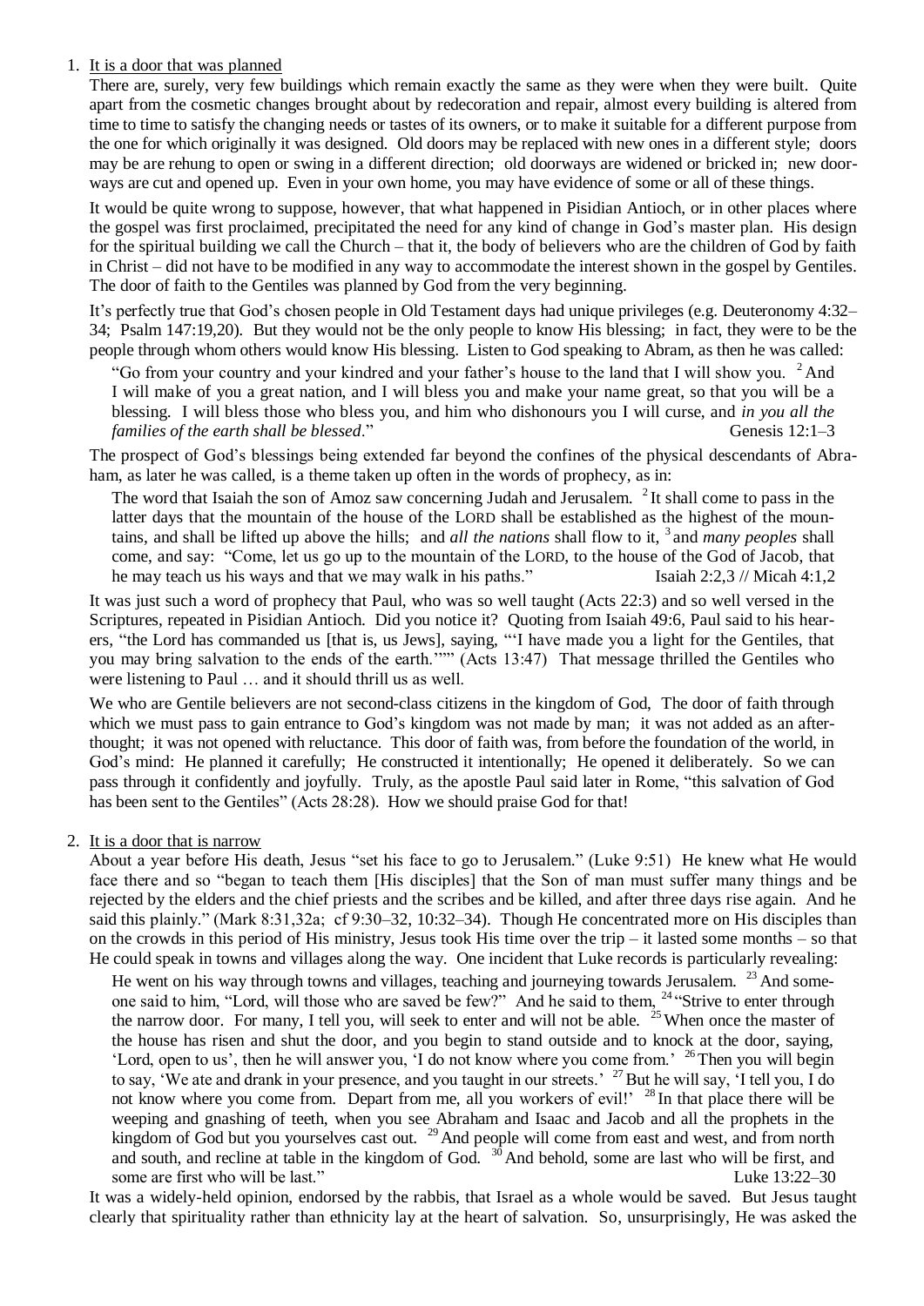1. It is a door that was planned

There are, surely, very few buildings which remain exactly the same as they were when they were built. Quite apart from the cosmetic changes brought about by redecoration and repair, almost every building is altered from time to time to satisfy the changing needs or tastes of its owners, or to make it suitable for a different purpose from the one for which originally it was designed. Old doors may be replaced with new ones in a different style; doors may be are rehung to open or swing in a different direction; old doorways are widened or bricked in; new doorways are cut and opened up. Even in your own home, you may have evidence of some or all of these things.

It would be quite wrong to suppose, however, that what happened in Pisidian Antioch, or in other places where the gospel was first proclaimed, precipitated the need for any kind of change in God's master plan. His design for the spiritual building we call the Church – that it, the body of believers who are the children of God by faith in Christ – did not have to be modified in any way to accommodate the interest shown in the gospel by Gentiles. The door of faith to the Gentiles was planned by God from the very beginning.

It's perfectly true that God's chosen people in Old Testament days had unique privileges (e.g. Deuteronomy 4:32–34; Psalm 147:19,20). But they would not be the only people to know His blessing; in fact, they were to be the people through whom others would know His blessing. Listen to God speaking to Abram, as then he was called:

> "Go from your country and your kindred and your father's house to the land that I will show you. [2] And I will make of you a great nation, and I will bless you and make your name great, so that you will be a blessing. I will bless those who bless you, and him who dishonours you I will curse, and *in you all the families of the earth shall be blessed*." Genesis 12:1–3

The prospect of God's blessings being extended far beyond the confines of the physical descendants of Abraham, as later he was called, is a theme taken up often in the words of prophecy, as in:

> The word that Isaiah the son of Amoz saw concerning Judah and Jerusalem. [2] It shall come to pass in the latter days that the mountain of the house of the LORD shall be established as the highest of the mountains, and shall be lifted up above the hills; and *all the nations* shall flow to it, [3] and *many peoples* shall come, and say: "Come, let us go up to the mountain of the LORD, to the house of the God of Jacob, that he may teach us his ways and that we may walk in his paths." Isaiah 2:2,3 // Micah 4:1,2

It was just such a word of prophecy that Paul, who was so well taught (Acts 22:3) and so well versed in the Scriptures, repeated in Pisidian Antioch. Did you notice it? Quoting from Isaiah 49:6, Paul said to his hearers, "the Lord has commanded us [that is, us Jews], saying, "'I have made you a light for the Gentiles, that you may bring salvation to the ends of the earth.'"" (Acts 13:47) That message thrilled the Gentiles who were listening to Paul … and it should thrill us as well.

We who are Gentile believers are not second-class citizens in the kingdom of God, The door of faith through which we must pass to gain entrance to God's kingdom was not made by man; it was not added as an afterthought; it was not opened with reluctance. This door of faith was, from before the foundation of the world, in God's mind: He planned it carefully; He constructed it intentionally; He opened it deliberately. So we can pass through it confidently and joyfully. Truly, as the apostle Paul said later in Rome, "this salvation of God has been sent to the Gentiles" (Acts 28:28). How we should praise God for that!

2. It is a door that is narrow

About a year before His death, Jesus "set his face to go to Jerusalem." (Luke 9:51) He knew what He would face there and so "began to teach them [His disciples] that the Son of man must suffer many things and be rejected by the elders and the chief priests and the scribes and be killed, and after three days rise again. And he said this plainly." (Mark 8:31,32a; cf 9:30–32, 10:32–34). Though He concentrated more on His disciples than on the crowds in this period of His ministry, Jesus took His time over the trip – it lasted some months – so that He could speak in towns and villages along the way. One incident that Luke records is particularly revealing:

> He went on his way through towns and villages, teaching and journeying towards Jerusalem. [23] And someone said to him, "Lord, will those who are saved be few?" And he said to them, [24] "Strive to enter through the narrow door. For many, I tell you, will seek to enter and will not be able. [25] When once the master of the house has risen and shut the door, and you begin to stand outside and to knock at the door, saying, 'Lord, open to us', then he will answer you, 'I do not know where you come from.' [26] Then you will begin to say, 'We ate and drank in your presence, and you taught in our streets.' [27] But he will say, 'I tell you, I do not know where you come from. Depart from me, all you workers of evil!' [28] In that place there will be weeping and gnashing of teeth, when you see Abraham and Isaac and Jacob and all the prophets in the kingdom of God but you yourselves cast out. [29] And people will come from east and west, and from north and south, and recline at table in the kingdom of God. [30] And behold, some are last who will be first, and some are first who will be last." Luke 13:22–30

It was a widely-held opinion, endorsed by the rabbis, that Israel as a whole would be saved. But Jesus taught clearly that spirituality rather than ethnicity lay at the heart of salvation. So, unsurprisingly, He was asked the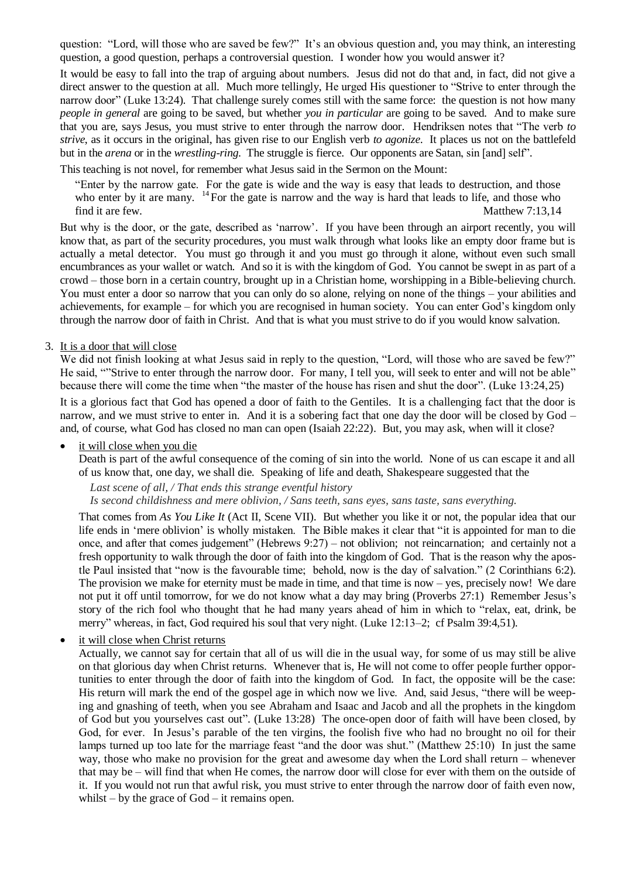question: "Lord, will those who are saved be few?" It's an obvious question and, you may think, an interesting question, a good question, perhaps a controversial question. I wonder how you would answer it?

It would be easy to fall into the trap of arguing about numbers. Jesus did not do that and, in fact, did not give a direct answer to the question at all. Much more tellingly, He urged His questioner to "Strive to enter through the narrow door" (Luke 13:24). That challenge surely comes still with the same force: the question is not how many *people in general* are going to be saved, but whether *you in particular* are going to be saved. And to make sure that you are, says Jesus, you must strive to enter through the narrow door. Hendriksen notes that "The verb *to strive*, as it occurs in the original, has given rise to our English verb *to agonize*. It places us not on the battlefeld but in the *arena* or in the *wrestling-ring.* The struggle is fierce. Our opponents are Satan, sin [and] self".

This teaching is not novel, for remember what Jesus said in the Sermon on the Mount:

> "Enter by the narrow gate. For the gate is wide and the way is easy that leads to destruction, and those who enter by it are many. [14] For the gate is narrow and the way is hard that leads to life, and those who find it are few. Matthew 7:13,14

But why is the door, or the gate, described as 'narrow'. If you have been through an airport recently, you will know that, as part of the security procedures, you must walk through what looks like an empty door frame but is actually a metal detector. You must go through it and you must go through it alone, without even such small encumbrances as your wallet or watch. And so it is with the kingdom of God. You cannot be swept in as part of a crowd – those born in a certain country, brought up in a Christian home, worshipping in a Bible-believing church. You must enter a door so narrow that you can only do so alone, relying on none of the things – your abilities and achievements, for example – for which you are recognised in human society. You can enter God's kingdom only through the narrow door of faith in Christ. And that is what you must strive to do if you would know salvation.

3. It is a door that will close

We did not finish looking at what Jesus said in reply to the question, "Lord, will those who are saved be few?" He said, ""Strive to enter through the narrow door. For many, I tell you, will seek to enter and will not be able" because there will come the time when "the master of the house has risen and shut the door". (Luke 13:24,25)

It is a glorious fact that God has opened a door of faith to the Gentiles. It is a challenging fact that the door is narrow, and we must strive to enter in. And it is a sobering fact that one day the door will be closed by God – and, of course, what God has closed no man can open (Isaiah 22:22). But, you may ask, when will it close?

- it will close when you die

  Death is part of the awful consequence of the coming of sin into the world. None of us can escape it and all of us know that, one day, we shall die. Speaking of life and death, Shakespeare suggested that the

  *Last scene of all, / That ends this strange eventful history*
  *Is second childishness and mere oblivion, / Sans teeth, sans eyes, sans taste, sans everything.*

  That comes from *As You Like It* (Act II, Scene VII). But whether you like it or not, the popular idea that our life ends in 'mere oblivion' is wholly mistaken. The Bible makes it clear that "it is appointed for man to die once, and after that comes judgement" (Hebrews 9:27) – not oblivion; not reincarnation; and certainly not a fresh opportunity to walk through the door of faith into the kingdom of God. That is the reason why the apostle Paul insisted that "now is the favourable time; behold, now is the day of salvation." (2 Corinthians 6:2). The provision we make for eternity must be made in time, and that time is now – yes, precisely now! We dare not put it off until tomorrow, for we do not know what a day may bring (Proverbs 27:1) Remember Jesus's story of the rich fool who thought that he had many years ahead of him in which to "relax, eat, drink, be merry" whereas, in fact, God required his soul that very night. (Luke 12:13–2; cf Psalm 39:4,51).

- it will close when Christ returns

  Actually, we cannot say for certain that all of us will die in the usual way, for some of us may still be alive on that glorious day when Christ returns. Whenever that is, He will not come to offer people further opportunities to enter through the door of faith into the kingdom of God. In fact, the opposite will be the case: His return will mark the end of the gospel age in which now we live. And, said Jesus, "there will be weeping and gnashing of teeth, when you see Abraham and Isaac and Jacob and all the prophets in the kingdom of God but you yourselves cast out". (Luke 13:28) The once-open door of faith will have been closed, by God, for ever. In Jesus's parable of the ten virgins, the foolish five who had no brought no oil for their lamps turned up too late for the marriage feast "and the door was shut." (Matthew 25:10) In just the same way, those who make no provision for the great and awesome day when the Lord shall return – whenever that may be – will find that when He comes, the narrow door will close for ever with them on the outside of it. If you would not run that awful risk, you must strive to enter through the narrow door of faith even now, whilst – by the grace of God – it remains open.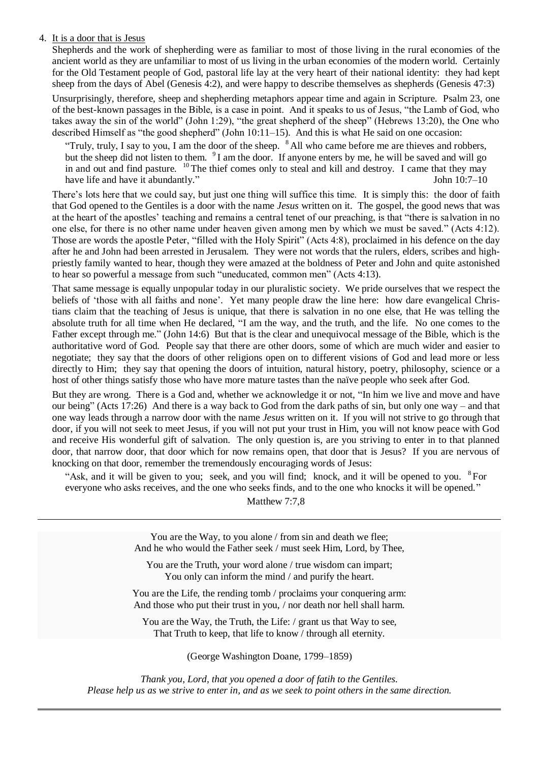4. It is a door that is Jesus

Shepherds and the work of shepherding were as familiar to most of those living in the rural economies of the ancient world as they are unfamiliar to most of us living in the urban economies of the modern world. Certainly for the Old Testament people of God, pastoral life lay at the very heart of their national identity: they had kept sheep from the days of Abel (Genesis 4:2), and were happy to describe themselves as shepherds (Genesis 47:3)

Unsurprisingly, therefore, sheep and shepherding metaphors appear time and again in Scripture. Psalm 23, one of the best-known passages in the Bible, is a case in point. And it speaks to us of Jesus, "the Lamb of God, who takes away the sin of the world" (John 1:29), "the great shepherd of the sheep" (Hebrews 13:20), the One who described Himself as "the good shepherd" (John 10:11–15). And this is what He said on one occasion:

> "Truly, truly, I say to you, I am the door of the sheep. [8] All who came before me are thieves and robbers, but the sheep did not listen to them. [9] I am the door. If anyone enters by me, he will be saved and will go in and out and find pasture. [10] The thief comes only to steal and kill and destroy. I came that they may have life and have it abundantly." John 10:7–10

There's lots here that we could say, but just one thing will suffice this time. It is simply this: the door of faith that God opened to the Gentiles is a door with the name *Jesus* written on it. The gospel, the good news that was at the heart of the apostles' teaching and remains a central tenet of our preaching, is that "there is salvation in no one else, for there is no other name under heaven given among men by which we must be saved." (Acts 4:12). Those are words the apostle Peter, "filled with the Holy Spirit" (Acts 4:8), proclaimed in his defence on the day after he and John had been arrested in Jerusalem. They were not words that the rulers, elders, scribes and high-priestly family wanted to hear, though they were amazed at the boldness of Peter and John and quite astonished to hear so powerful a message from such "uneducated, common men" (Acts 4:13).

That same message is equally unpopular today in our pluralistic society. We pride ourselves that we respect the beliefs of 'those with all faiths and none'. Yet many people draw the line here: how dare evangelical Christians claim that the teaching of Jesus is unique, that there is salvation in no one else, that He was telling the absolute truth for all time when He declared, "I am the way, and the truth, and the life. No one comes to the Father except through me." (John 14:6) But that is the clear and unequivocal message of the Bible, which is the authoritative word of God. People say that there are other doors, some of which are much wider and easier to negotiate; they say that the doors of other religions open on to different visions of God and lead more or less directly to Him; they say that opening the doors of intuition, natural history, poetry, philosophy, science or a host of other things satisfy those who have more mature tastes than the naïve people who seek after God.

But they are wrong. There is a God and, whether we acknowledge it or not, "In him we live and move and have our being" (Acts 17:26) And there is a way back to God from the dark paths of sin, but only one way – and that one way leads through a narrow door with the name *Jesus* written on it. If you will not strive to go through that door, if you will not seek to meet Jesus, if you will not put your trust in Him, you will not know peace with God and receive His wonderful gift of salvation. The only question is, are you striving to enter in to that planned door, that narrow door, that door which for now remains open, that door that is Jesus? If you are nervous of knocking on that door, remember the tremendously encouraging words of Jesus:

> "Ask, and it will be given to you; seek, and you will find; knock, and it will be opened to you. [8] For everyone who asks receives, and the one who seeks finds, and to the one who knocks it will be opened."
>
> Matthew 7:7,8

---

You are the Way, to you alone / from sin and death we flee;
And he who would the Father seek / must seek Him, Lord, by Thee,

You are the Truth, your word alone / true wisdom can impart;
You only can inform the mind / and purify the heart.

You are the Life, the rending tomb / proclaims your conquering arm:
And those who put their trust in you, / nor death nor hell shall harm.

You are the Way, the Truth, the Life: / grant us that Way to see,
That Truth to keep, that life to know / through all eternity.

(George Washington Doane, 1799–1859)

*Thank you, Lord, that you opened a door of fatih to the Gentiles.*
*Please help us as we strive to enter in, and as we seek to point others in the same direction.*